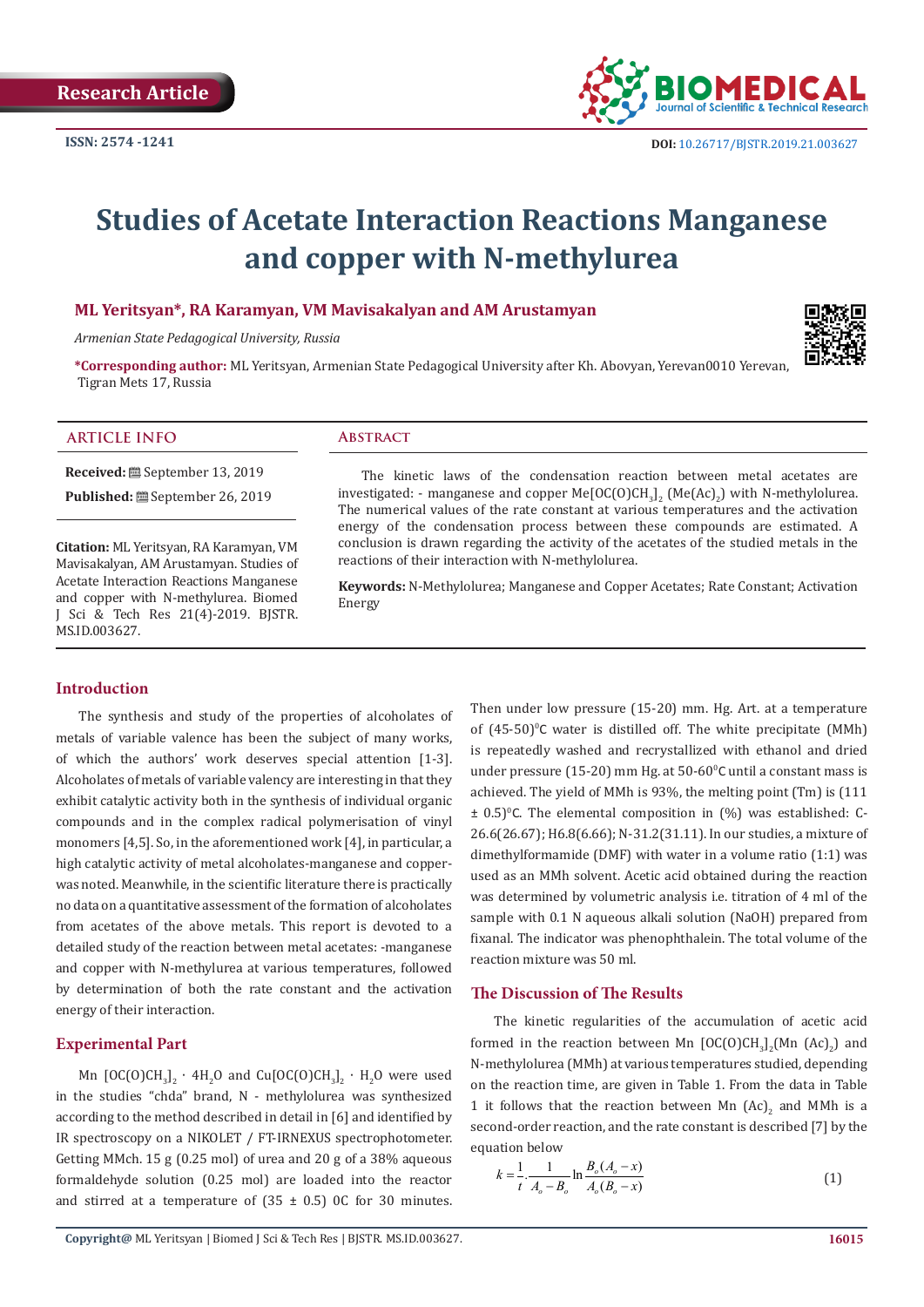# Studies of Acetate Interaction Reactions Manganese and copper with N-methylurea

**ML Yeritsyan*, RA Karamyan, VM Mavisakalyan and AM Arustamyan**

*Armenian State Pedagogical University, Russia*

***Corresponding author:** ML Yeritsyan, Armenian State Pedagogical University after Kh. Abovyan, Yerevan0010 Yerevan, Tigran Mets 17, Russia

## ARTICLE INFO

**Received:** September 13, 2019

**Published:** September 26, 2019

**Citation:** ML Yeritsyan, RA Karamyan, VM Mavisakalyan, AM Arustamyan. Studies of Acetate Interaction Reactions Manganese and copper with N-methylurea. Biomed J Sci & Tech Res 21(4)-2019. BJSTR. MS.ID.003627.

## Abstract

The kinetic laws of the condensation reaction between metal acetates are investigated: - manganese and copper $Me[OC(O)CH_3]_2$ ($Me(Ac)_2$) with N-methylolurea. The numerical values of the rate constant at various temperatures and the activation energy of the condensation process between these compounds are estimated. A conclusion is drawn regarding the activity of the acetates of the studied metals in the reactions of their interaction with N-methylolurea.

**Keywords:** N-Methylolurea; Manganese and Copper Acetates; Rate Constant; Activation Energy

## Introduction

The synthesis and study of the properties of alcoholates of metals of variable valence has been the subject of many works, of which the authors' work deserves special attention [1-3]. Alcoholates of metals of variable valency are interesting in that they exhibit catalytic activity both in the synthesis of individual organic compounds and in the complex radical polymerisation of vinyl monomers [4,5]. So, in the aforementioned work [4], in particular, a high catalytic activity of metal alcoholates-manganese and copper-was noted. Meanwhile, in the scientific literature there is practically no data on a quantitative assessment of the formation of alcoholates from acetates of the above metals. This report is devoted to a detailed study of the reaction between metal acetates: -manganese and copper with N-methylurea at various temperatures, followed by determination of both the rate constant and the activation energy of their interaction.

## Experimental Part

Mn $[OC(O)CH_3]_2 \cdot 4H_2O$ and Cu$[OC(O)CH_3]_2 \cdot H_2O$ were used in the studies "chda" brand, N - methylolurea was synthesized according to the method described in detail in [6] and identified by IR spectroscopy on a NIKOLET / FT-IRNEXUS spectrophotometer. Getting MMch. 15 g (0.25 mol) of urea and 20 g of a 38% aqueous formaldehyde solution (0.25 mol) are loaded into the reactor and stirred at a temperature of (35 ± 0.5) 0C for 30 minutes. Then under low pressure (15-20) mm. Hg. Art. at a temperature of (45-50)$^0$C water is distilled off. The white precipitate (MMh) is repeatedly washed and recrystallized with ethanol and dried under pressure (15-20) mm Hg. at 50-60$^0$C until a constant mass is achieved. The yield of MMh is 93%, the melting point (Tm) is (111 ± 0.5)$^0$C. The elemental composition in (%) was established: C-26.6(26.67); H6.8(6.66); N-31.2(31.11). In our studies, a mixture of dimethylformamide (DMF) with water in a volume ratio (1:1) was used as an MMh solvent. Acetic acid obtained during the reaction was determined by volumetric analysis i.e. titration of 4 ml of the sample with 0.1 N aqueous alkali solution (NaOH) prepared from fixanal. The indicator was phenophthalein. The total volume of the reaction mixture was 50 ml.

## The Discussion of The Results

The kinetic regularities of the accumulation of acetic acid formed in the reaction between Mn $[OC(O)CH_3]_2$(Mn $(Ac)_2$) and N-methylolurea (MMh) at various temperatures studied, depending on the reaction time, are given in Table 1. From the data in Table 1 it follows that the reaction between Mn $(Ac)_2$ and MMh is a second-order reaction, and the rate constant is described [7] by the equation below

$$k = \frac{1}{t} \cdot \frac{1}{A_o - B_o} \ln \frac{B_o(A_o - x)}{A_o(B_o - x)} \quad (1)$$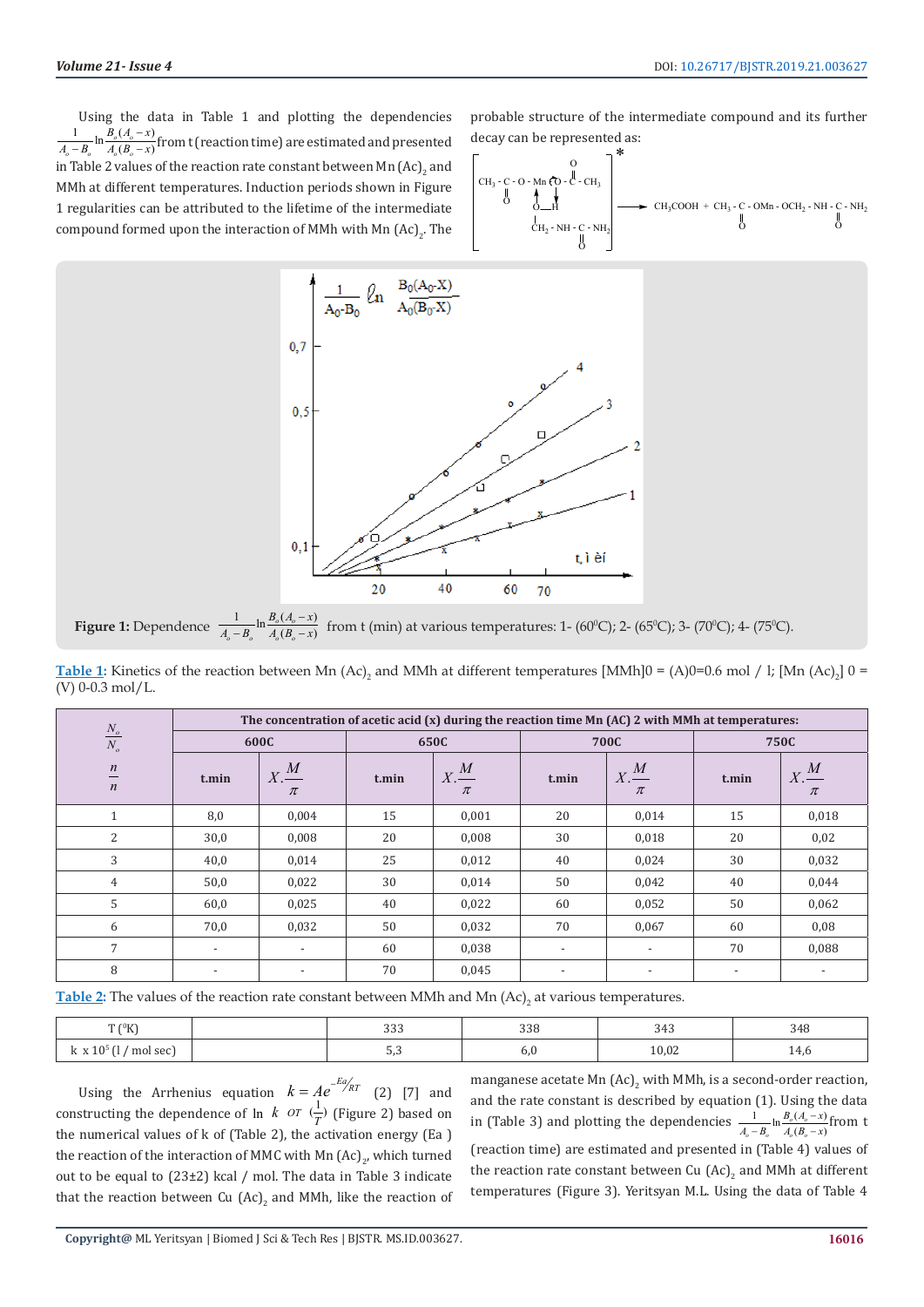Using the data in Table 1 and plotting the dependencies $\frac{1}{A_o - B_o}\ln\frac{B_o(A_o - x)}{A_o(B_o - x)}$ from t (reaction time) are estimated and presented in Table 2 values of the reaction rate constant between Mn $(Ac)_2$ and MMh at different temperatures. Induction periods shown in Figure 1 regularities can be attributed to the lifetime of the intermediate compound formed upon the interaction of MMh with Mn $(Ac)_2$. The probable structure of the intermediate compound and its further decay can be represented as:

$$\left[\begin{array}{c} CH_3 - \underset{\underset{O}{\|}}{C} - O - Mn \overset{\curvearrowleft}{\ } O - \overset{\overset{O}{\|}}{C} - CH_3 \\ O - H \\ CH_2 - NH - \underset{\underset{O}{\|}}{C} - NH_2 \end{array}\right]^{*} \longrightarrow CH_3COOH + CH_3 - \underset{\underset{O}{\|}}{C} - OMn - OCH_2 - NH - \underset{\underset{O}{\|}}{C} - NH_2$$

**Figure 1:** Dependence $\frac{1}{A_o - B_o}\ln\frac{B_o(A_o - x)}{A_o(B_o - x)}$ from t (min) at various temperatures: 1- ($60^0C$); 2- ($65^0C$); 3- ($70^0C$); 4- ($75^0C$).

Table 1: Kinetics of the reaction between Mn $(Ac)_2$ and MMh at different temperatures $[MMh]0 = (A)0 = 0.6$ mol / l; $[Mn (Ac)_2]$ 0 = (V) 0-0.3 mol/L.

| $\frac{N_o}{N_o}$ / $\frac{n}{n}$ | The concentration of acetic acid (x) during the reaction time Mn (AC) 2 with MMh at temperatures: | | | | | | | |
|---|---|---|---|---|---|---|---|---|
| | 600C | | 650C | | 700C | | 750C | |
| | t.min | $X.\frac{M}{\pi}$ | t.min | $X.\frac{M}{\pi}$ | t.min | $X.\frac{M}{\pi}$ | t.min | $X.\frac{M}{\pi}$ |
| 1 | 8,0 | 0,004 | 15 | 0,001 | 20 | 0,014 | 15 | 0,018 |
| 2 | 30,0 | 0,008 | 20 | 0,008 | 30 | 0,018 | 20 | 0,02 |
| 3 | 40,0 | 0,014 | 25 | 0,012 | 40 | 0,024 | 30 | 0,032 |
| 4 | 50,0 | 0,022 | 30 | 0,014 | 50 | 0,042 | 40 | 0,044 |
| 5 | 60,0 | 0,025 | 40 | 0,022 | 60 | 0,052 | 50 | 0,062 |
| 6 | 70,0 | 0,032 | 50 | 0,032 | 70 | 0,067 | 60 | 0,08 |
| 7 | - | - | 60 | 0,038 | - | - | 70 | 0,088 |
| 8 | - | - | 70 | 0,045 | - | - | - | - |

Table 2: The values of the reaction rate constant between MMh and Mn $(Ac)_2$ at various temperatures.

| T ($^0K$) | | 333 | 338 | 343 | 348 |
|---|---|---|---|---|---|
| k x $10^5$ (l / mol sec) | | 5,3 | 6,0 | 10,02 | 14,6 |

Using the Arrhenius equation $k = Ae^{-Ea/RT}$ (2) [7] and constructing the dependence of ln $k$ от $(\frac{1}{T})$ (Figure 2) based on the numerical values of k of (Table 2), the activation energy (Ea ) the reaction of the reaction of MMC with Mn $(Ac)_2$, which turned out to be equal to (23±2) kcal / mol. The data in Table 3 indicate that the reaction between Cu $(Ac)_2$ and MMh, like the reaction of manganese acetate Mn $(Ac)_2$ with MMh, is a second-order reaction, and the rate constant is described by equation (1). Using the data in (Table 3) and plotting the dependencies $\frac{1}{A_o - B_o}\ln\frac{B_o(A_o - x)}{A_o(B_o - x)}$ from t (reaction time) are estimated and presented in (Table 4) values of the reaction rate constant between Cu $(Ac)_2$ and MMh at different temperatures (Figure 3). Yeritsyan M.L. Using the data of Table 4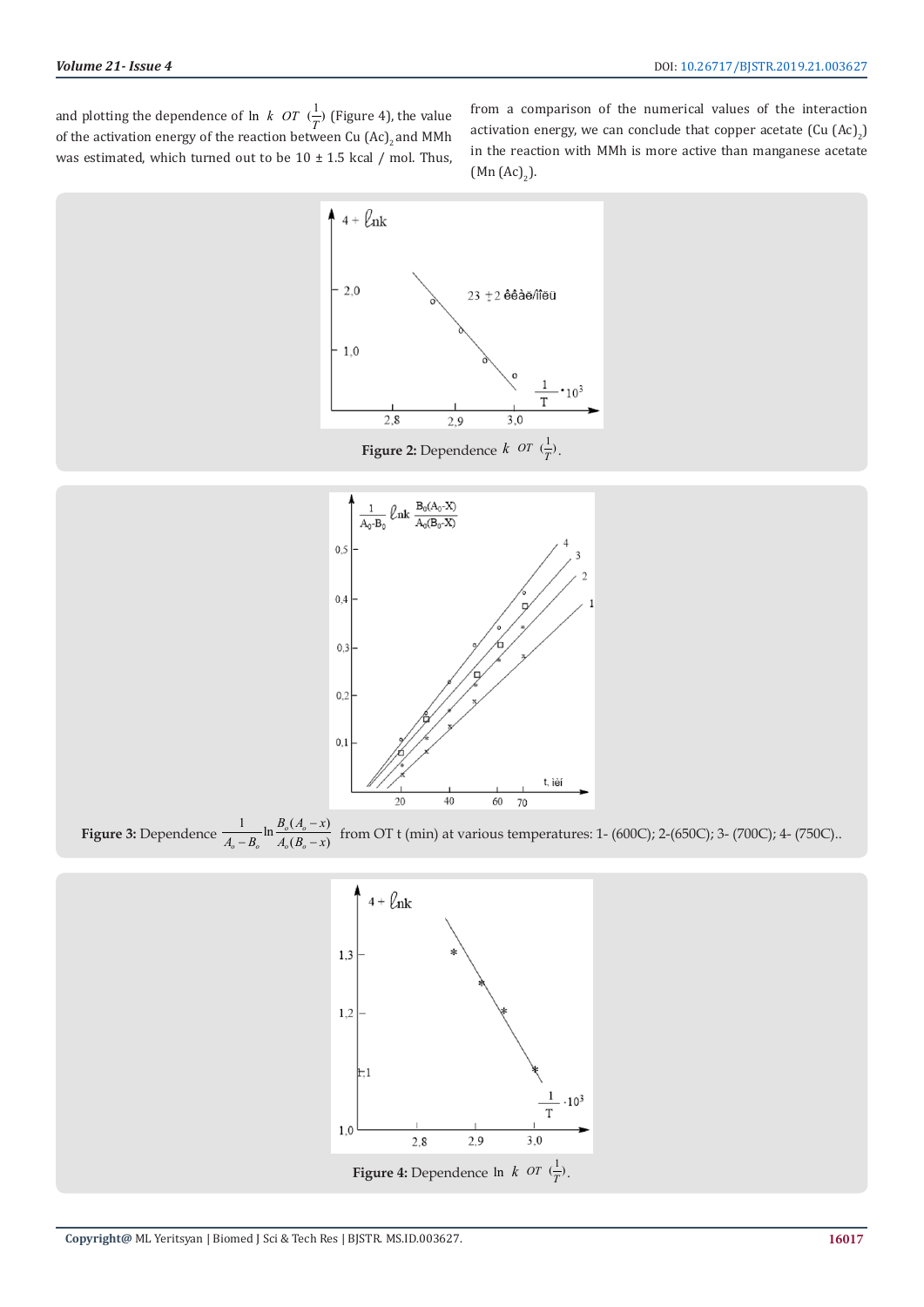and plotting the dependence of $\ln k$ OT $(\frac{1}{T})$ (Figure 4), the value of the activation energy of the reaction between Cu $(Ac)_2$ and MMh was estimated, which turned out to be 10 ± 1.5 kcal / mol. Thus, from a comparison of the numerical values of the interaction activation energy, we can conclude that copper acetate (Cu $(Ac)_2$) in the reaction with MMh is more active than manganese acetate (Mn $(Ac)_2$).

**Figure 2:** Dependence $k$ OT $(\frac{1}{T})$.

**Figure 3:** Dependence $\frac{1}{A_o - B_o}\ln\frac{B_o(A_o - x)}{A_o(B_o - x)}$ from OT t (min) at various temperatures: 1- (600C); 2-(650C); 3- (700C); 4- (750C)..

**Figure 4:** Dependence $\ln k$ OT $(\frac{1}{T})$.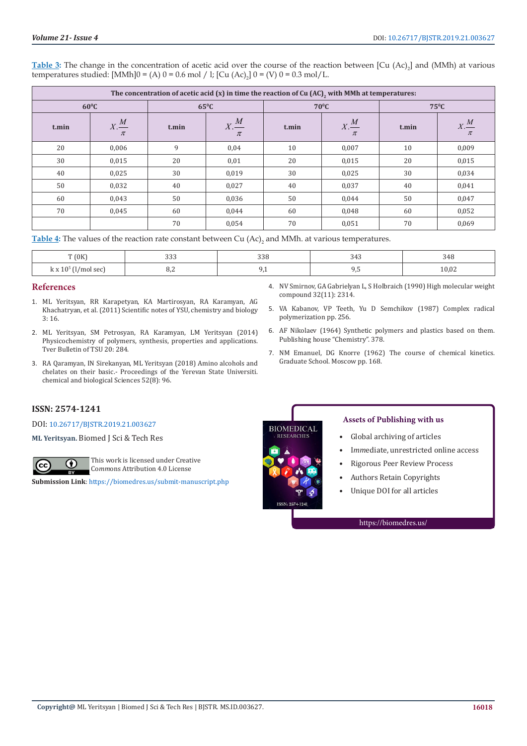**Table 3:** The change in the concentration of acetic acid over the course of the reaction between [Cu $(Ac)_2$] and (MMh) at various temperatures studied: [MMh]0 = (A) 0 = 0.6 mol / l; [Cu $(Ac)_2$] 0 = (V) 0 = 0.3 mol/L.

| The concentration of acetic acid (x) in time the reaction of Cu $(AC)_2$ with MMh at temperatures: | | | | | | | |
|---|---|---|---|---|---|---|---|
| $60^0C$ | | $65^0C$ | | $70^0C$ | | $75^0C$ | |
| t.min | $X.\frac{M}{\pi}$ | t.min | $X.\frac{M}{\pi}$ | t.min | $X.\frac{M}{\pi}$ | t.min | $X.\frac{M}{\pi}$ |
| 20 | 0,006 | 9 | 0,04 | 10 | 0,007 | 10 | 0,009 |
| 30 | 0,015 | 20 | 0,01 | 20 | 0,015 | 20 | 0,015 |
| 40 | 0,025 | 30 | 0,019 | 30 | 0,025 | 30 | 0,034 |
| 50 | 0,032 | 40 | 0,027 | 40 | 0,037 | 40 | 0,041 |
| 60 | 0,043 | 50 | 0,036 | 50 | 0,044 | 50 | 0,047 |
| 70 | 0,045 | 60 | 0,044 | 60 | 0,048 | 60 | 0,052 |
| | | 70 | 0,054 | 70 | 0,051 | 70 | 0,069 |

**Table 4:** The values of the reaction rate constant between Cu $(Ac)_2$ and MMh. at various temperatures.

| T (0K) | 333 | 338 | 343 | 348 |
|---|---|---|---|---|
| k x $10^5$ (l/mol sec) | 8,2 | 9,1 | 9,5 | 10,02 |

## References

1. ML Yeritsyan, RR Karapetyan, KA Martirosyan, RA Karamyan, AG Khachatryan, et al. (2011) Scientific notes of YSU, chemistry and biology 3: 16.
2. ML Yeritsyan, SM Petrosyan, RA Karamyan, LM Yeritsyan (2014) Physicochemistry of polymers, synthesis, properties and applications. Tver Bulletin of TSU 20: 284.
3. RA Qaramyan, IN Sirekanyan, ML Yeritsyan (2018) Amino alcohols and chelates on their basic.- Proceedings of the Yerevan State Universiti. chemical and biological Sciences 52(8): 96.
4. NV Smirnov, GA Gabrielyan L, S Holbraich (1990) High molecular weight compound 32(11): 2314.
5. VA Kabanov, VP Teeth, Yu D Semchikov (1987) Complex radical polymerization pp. 256.
6. AF Nikolaev (1964) Synthetic polymers and plastics based on them. Publishing house "Chemistry". 378.
7. NM Emanuel, DG Knorre (1962) The course of chemical kinetics. Graduate School. Moscow pp. 168.

**ISSN: 2574-1241**

DOI: 10.26717/BJSTR.2019.21.003627

**ML Yeritsyan.** Biomed J Sci & Tech Res

This work is licensed under Creative Commons Attribution 4.0 License

**Submission Link**: https://biomedres.us/submit-manuscript.php

**Assets of Publishing with us**

- Global archiving of articles
- Immediate, unrestricted online access
- Rigorous Peer Review Process
- Authors Retain Copyrights
- Unique DOI for all articles

https://biomedres.us/